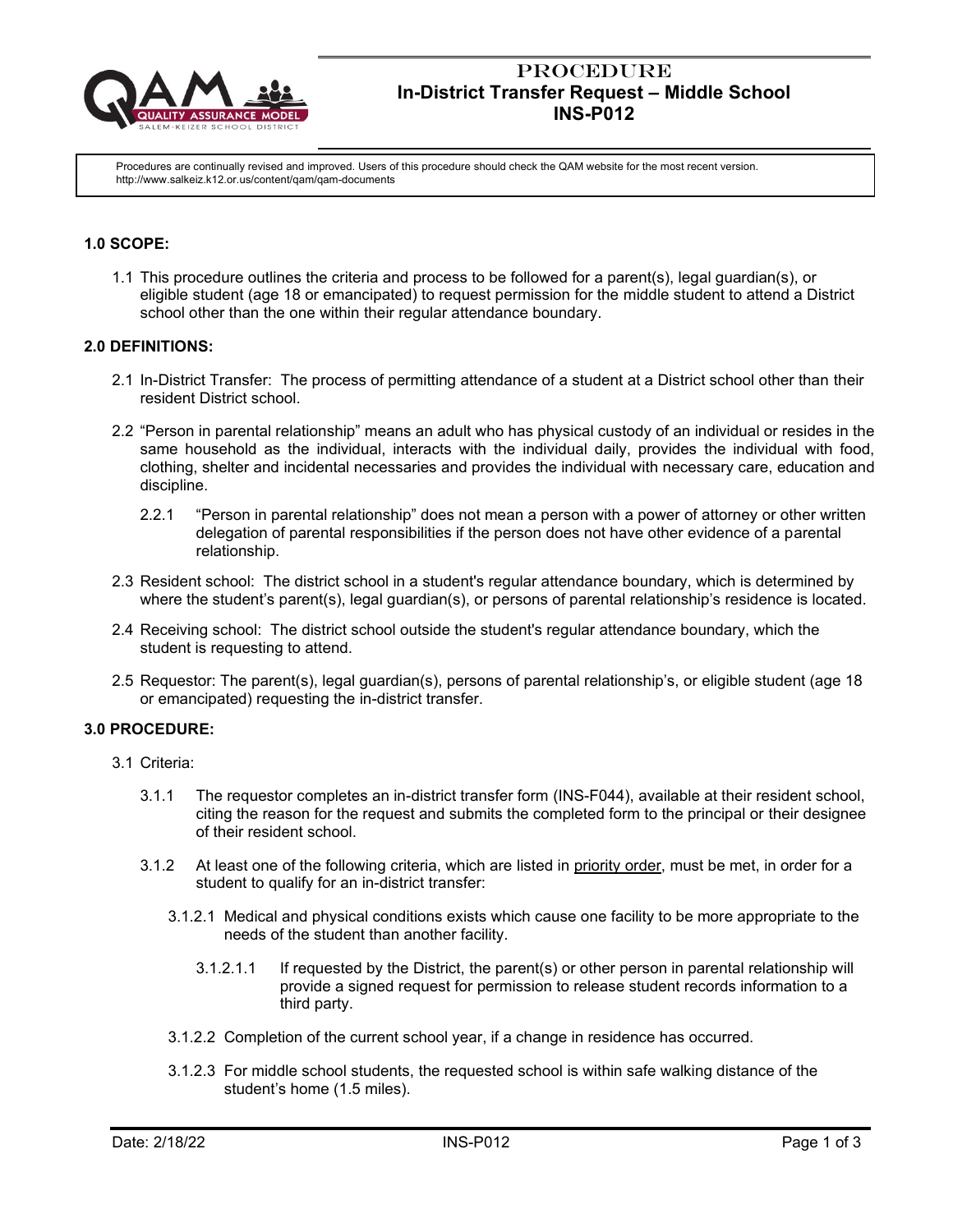# PROCEDURE
# In-District Transfer Request – Middle School
# INS-P012

Procedures are continually revised and improved. Users of this procedure should check the QAM website for the most recent version. http://www.salkeiz.k12.or.us/content/qam/qam-documents

## 1.0 SCOPE:

1.1 This procedure outlines the criteria and process to be followed for a parent(s), legal guardian(s), or eligible student (age 18 or emancipated) to request permission for the middle student to attend a District school other than the one within their regular attendance boundary.

## 2.0 DEFINITIONS:

2.1 In-District Transfer: The process of permitting attendance of a student at a District school other than their resident District school.

2.2 "Person in parental relationship" means an adult who has physical custody of an individual or resides in the same household as the individual, interacts with the individual daily, provides the individual with food, clothing, shelter and incidental necessaries and provides the individual with necessary care, education and discipline.

2.2.1 "Person in parental relationship" does not mean a person with a power of attorney or other written delegation of parental responsibilities if the person does not have other evidence of a parental relationship.

2.3 Resident school: The district school in a student's regular attendance boundary, which is determined by where the student's parent(s), legal guardian(s), or persons of parental relationship's residence is located.

2.4 Receiving school: The district school outside the student's regular attendance boundary, which the student is requesting to attend.

2.5 Requestor: The parent(s), legal guardian(s), persons of parental relationship's, or eligible student (age 18 or emancipated) requesting the in-district transfer.

## 3.0 PROCEDURE:

3.1 Criteria:

3.1.1 The requestor completes an in-district transfer form (INS-F044), available at their resident school, citing the reason for the request and submits the completed form to the principal or their designee of their resident school.

3.1.2 At least one of the following criteria, which are listed in priority order, must be met, in order for a student to qualify for an in-district transfer:

3.1.2.1 Medical and physical conditions exists which cause one facility to be more appropriate to the needs of the student than another facility.

3.1.2.1.1 If requested by the District, the parent(s) or other person in parental relationship will provide a signed request for permission to release student records information to a third party.

3.1.2.2 Completion of the current school year, if a change in residence has occurred.

3.1.2.3 For middle school students, the requested school is within safe walking distance of the student's home (1.5 miles).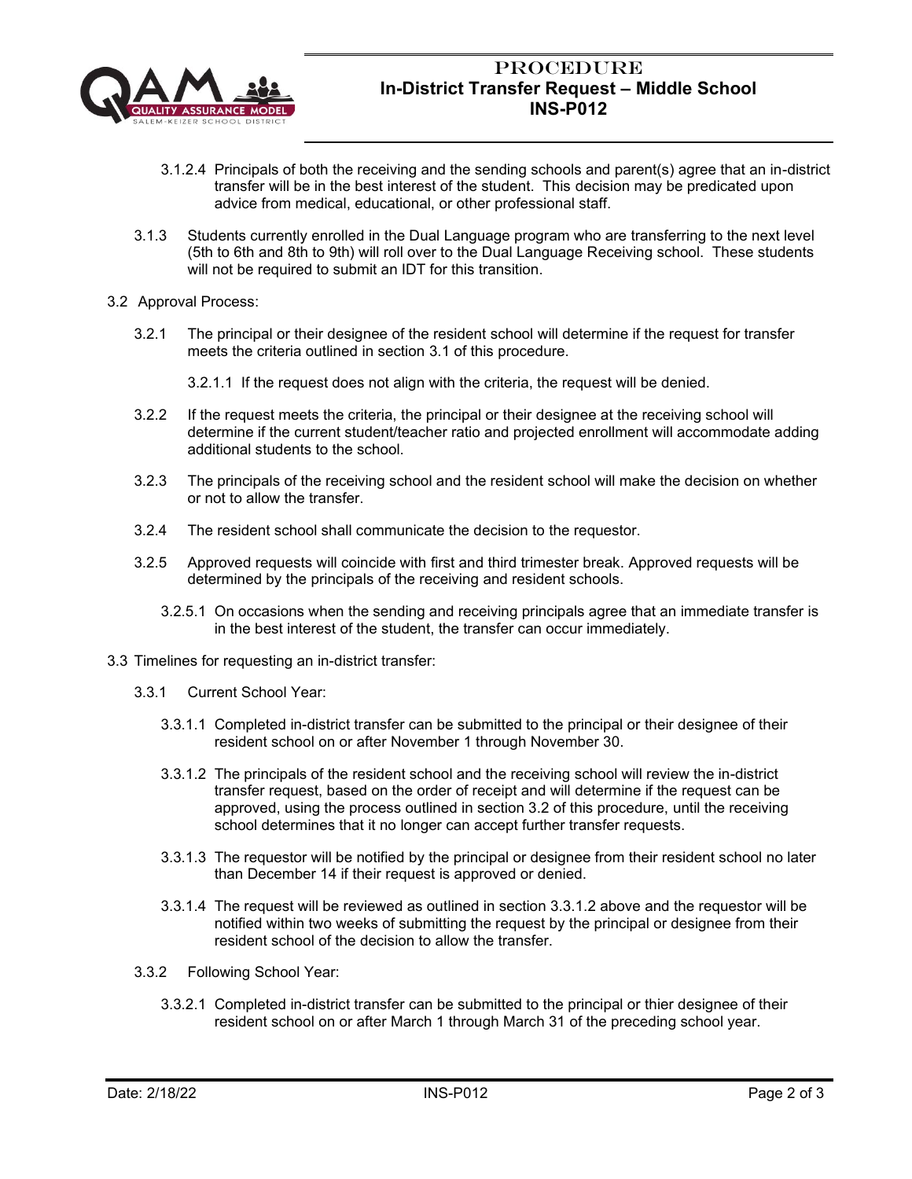3.1.2.4 Principals of both the receiving and the sending schools and parent(s) agree that an in-district transfer will be in the best interest of the student. This decision may be predicated upon advice from medical, educational, or other professional staff.

3.1.3 Students currently enrolled in the Dual Language program who are transferring to the next level (5th to 6th and 8th to 9th) will roll over to the Dual Language Receiving school. These students will not be required to submit an IDT for this transition.

3.2 Approval Process:

3.2.1 The principal or their designee of the resident school will determine if the request for transfer meets the criteria outlined in section 3.1 of this procedure.

3.2.1.1 If the request does not align with the criteria, the request will be denied.

3.2.2 If the request meets the criteria, the principal or their designee at the receiving school will determine if the current student/teacher ratio and projected enrollment will accommodate adding additional students to the school.

3.2.3 The principals of the receiving school and the resident school will make the decision on whether or not to allow the transfer.

3.2.4 The resident school shall communicate the decision to the requestor.

3.2.5 Approved requests will coincide with first and third trimester break. Approved requests will be determined by the principals of the receiving and resident schools.

3.2.5.1 On occasions when the sending and receiving principals agree that an immediate transfer is in the best interest of the student, the transfer can occur immediately.

3.3 Timelines for requesting an in-district transfer:

3.3.1 Current School Year:

3.3.1.1 Completed in-district transfer can be submitted to the principal or their designee of their resident school on or after November 1 through November 30.

3.3.1.2 The principals of the resident school and the receiving school will review the in-district transfer request, based on the order of receipt and will determine if the request can be approved, using the process outlined in section 3.2 of this procedure, until the receiving school determines that it no longer can accept further transfer requests.

3.3.1.3 The requestor will be notified by the principal or designee from their resident school no later than December 14 if their request is approved or denied.

3.3.1.4 The request will be reviewed as outlined in section 3.3.1.2 above and the requestor will be notified within two weeks of submitting the request by the principal or designee from their resident school of the decision to allow the transfer.

3.3.2 Following School Year:

3.3.2.1 Completed in-district transfer can be submitted to the principal or thier designee of their resident school on or after March 1 through March 31 of the preceding school year.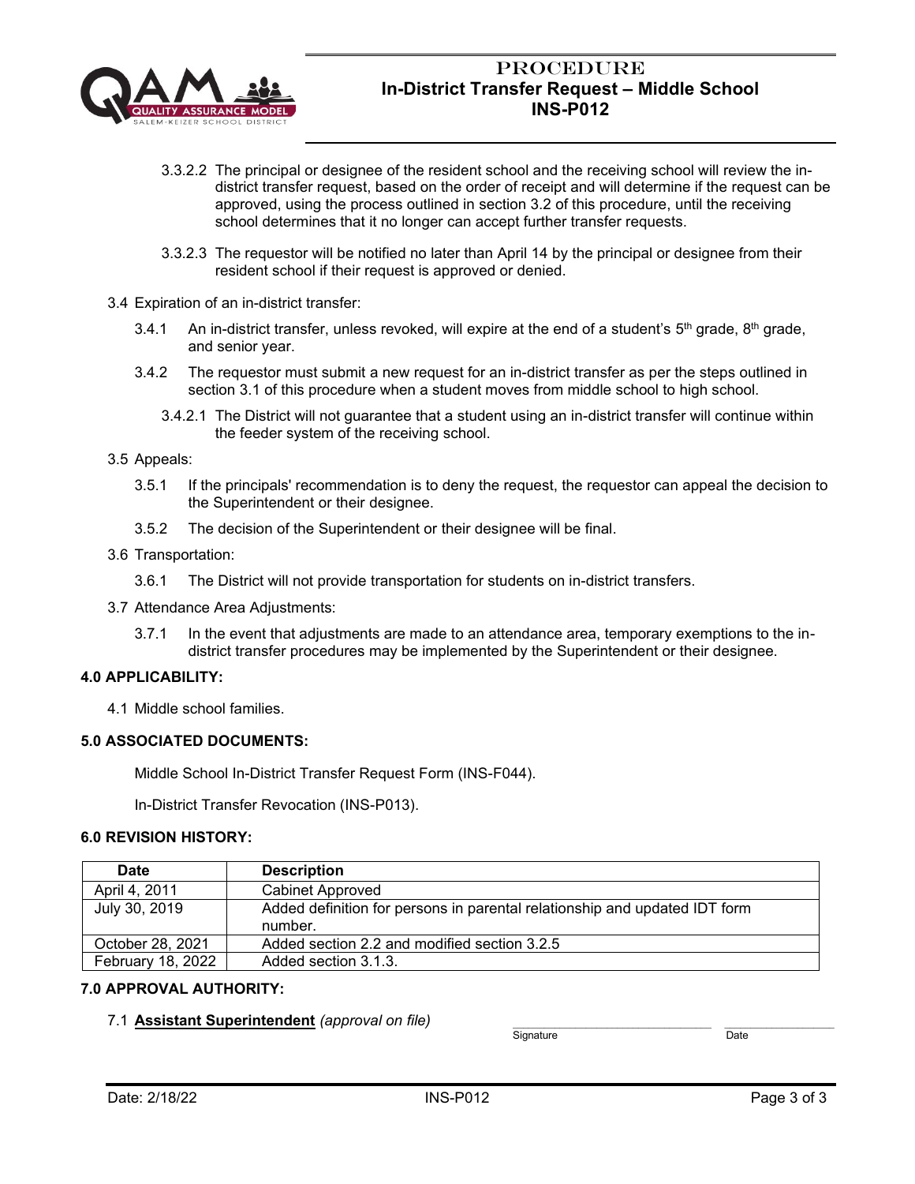3.3.2.2 The principal or designee of the resident school and the receiving school will review the in-district transfer request, based on the order of receipt and will determine if the request can be approved, using the process outlined in section 3.2 of this procedure, until the receiving school determines that it no longer can accept further transfer requests.

3.3.2.3 The requestor will be notified no later than April 14 by the principal or designee from their resident school if their request is approved or denied.

3.4 Expiration of an in-district transfer:

3.4.1 An in-district transfer, unless revoked, will expire at the end of a student's 5th grade, 8th grade, and senior year.

3.4.2 The requestor must submit a new request for an in-district transfer as per the steps outlined in section 3.1 of this procedure when a student moves from middle school to high school.

3.4.2.1 The District will not guarantee that a student using an in-district transfer will continue within the feeder system of the receiving school.

3.5 Appeals:

3.5.1 If the principals' recommendation is to deny the request, the requestor can appeal the decision to the Superintendent or their designee.

3.5.2 The decision of the Superintendent or their designee will be final.

3.6 Transportation:

3.6.1 The District will not provide transportation for students on in-district transfers.

3.7 Attendance Area Adjustments:

3.7.1 In the event that adjustments are made to an attendance area, temporary exemptions to the in-district transfer procedures may be implemented by the Superintendent or their designee.

**4.0 APPLICABILITY:**

4.1 Middle school families.

**5.0 ASSOCIATED DOCUMENTS:**

Middle School In-District Transfer Request Form (INS-F044).

In-District Transfer Revocation (INS-P013).

**6.0 REVISION HISTORY:**

| Date | Description |
|---|---|
| April 4, 2011 | Cabinet Approved |
| July 30, 2019 | Added definition for persons in parental relationship and updated IDT form number. |
| October 28, 2021 | Added section 2.2 and modified section 3.2.5 |
| February 18, 2022 | Added section 3.1.3. |

**7.0 APPROVAL AUTHORITY:**

7.1 **Assistant Superintendent** *(approval on file)*

Signature ____________________ Date __________